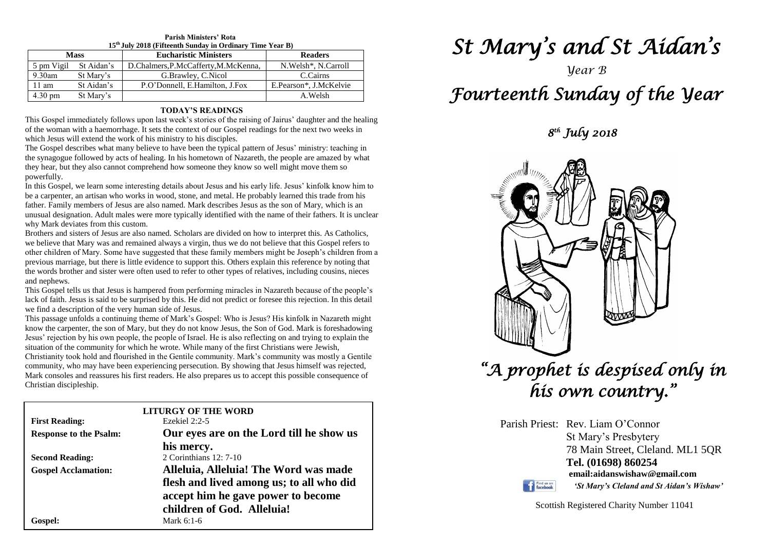**Parish Ministers' Rota**
**15th July 2018 (Fifteenth Sunday in Ordinary Time Year B)**

| Mass | | Eucharistic Ministers | Readers |
|---|---|---|---|
| 5 pm Vigil | St Aidan's | D.Chalmers,P.McCafferty,M.McKenna, | N.Welsh*, N.Carroll |
| 9.30am | St Mary's | G.Brawley, C.Nicol | C.Cairns |
| 11 am | St Aidan's | P.O'Donnell, E.Hamilton, J.Fox | E.Pearson*, J.McKelvie |
| 4.30 pm | St Mary's | | A.Welsh |

## TODAY'S READINGS

This Gospel immediately follows upon last week's stories of the raising of Jairus' daughter and the healing of the woman with a haemorrhage. It sets the context of our Gospel readings for the next two weeks in which Jesus will extend the work of his ministry to his disciples.

The Gospel describes what many believe to have been the typical pattern of Jesus' ministry: teaching in the synagogue followed by acts of healing. In his hometown of Nazareth, the people are amazed by what they hear, but they also cannot comprehend how someone they know so well might move them so powerfully.

In this Gospel, we learn some interesting details about Jesus and his early life. Jesus' kinfolk know him to be a carpenter, an artisan who works in wood, stone, and metal. He probably learned this trade from his father. Family members of Jesus are also named. Mark describes Jesus as the son of Mary, which is an unusual designation. Adult males were more typically identified with the name of their fathers. It is unclear why Mark deviates from this custom.

Brothers and sisters of Jesus are also named. Scholars are divided on how to interpret this. As Catholics, we believe that Mary was and remained always a virgin, thus we do not believe that this Gospel refers to other children of Mary. Some have suggested that these family members might be Joseph's children from a previous marriage, but there is little evidence to support this. Others explain this reference by noting that the words brother and sister were often used to refer to other types of relatives, including cousins, nieces and nephews.

This Gospel tells us that Jesus is hampered from performing miracles in Nazareth because of the people's lack of faith. Jesus is said to be surprised by this. He did not predict or foresee this rejection. In this detail we find a description of the very human side of Jesus.

This passage unfolds a continuing theme of Mark's Gospel: Who is Jesus? His kinfolk in Nazareth might know the carpenter, the son of Mary, but they do not know Jesus, the Son of God. Mark is foreshadowing Jesus' rejection by his own people, the people of Israel. He is also reflecting on and trying to explain the situation of the community for which he wrote. While many of the first Christians were Jewish, Christianity took hold and flourished in the Gentile community. Mark's community was mostly a Gentile community, who may have been experiencing persecution. By showing that Jesus himself was rejected, Mark consoles and reassures his first readers. He also prepares us to accept this possible consequence of Christian discipleship.

## LITURGY OF THE WORD

**First Reading:** Ezekiel 2:2-5

**Response to the Psalm:** **Our eyes are on the Lord till he show us his mercy.**

**Second Reading:** 2 Corinthians 12: 7-10

**Gospel Acclamation:** **Alleluia, Alleluia! The Word was made flesh and lived among us; to all who did accept him he gave power to become children of God. Alleluia!**

**Gospel:** Mark 6:1-6

# *St Mary's and St Aidan's*

*Year B*

# *Fourteenth Sunday of the Year*

*8th July 2018*

## *"A prophet is despised only in his own country."*

Parish Priest: Rev. Liam O'Connor
St Mary's Presbytery
78 Main Street, Cleland. ML1 5QR
**Tel. (01698) 860254**
**email:aidanswishaw@gmail.com**
*'St Mary's Cleland and St Aidan's Wishaw'*

Scottish Registered Charity Number 11041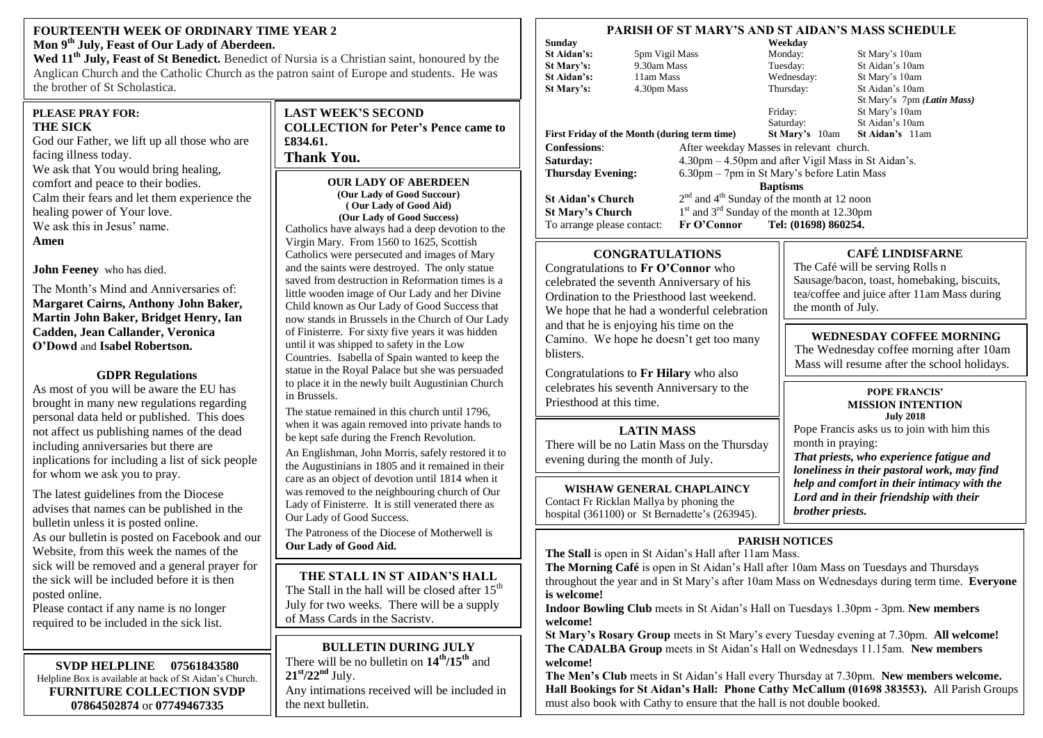## FOURTEENTH WEEK OF ORDINARY TIME YEAR 2

**Mon 9th July, Feast of Our Lady of Aberdeen.**

**Wed 11th July, Feast of St Benedict.** Benedict of Nursia is a Christian saint, honoured by the Anglican Church and the Catholic Church as the patron saint of Europe and students. He was the brother of St Scholastica.

### PLEASE PRAY FOR:

**THE SICK**

God our Father, we lift up all those who are facing illness today.
We ask that You would bring healing, comfort and peace to their bodies.
Calm their fears and let them experience the healing power of Your love.
We ask this in Jesus' name.
**Amen**

**John Feeney** who has died.

The Month's Mind and Anniversaries of: **Margaret Cairns, Anthony John Baker, Martin John Baker, Bridget Henry, Ian Cadden, Jean Callander, Veronica O'Dowd** and **Isabel Robertson.**

### GDPR Regulations

As most of you will be aware the EU has brought in many new regulations regarding personal data held or published. This does not affect us publishing names of the dead including anniversaries but there are implications for including a list of sick people for whom we ask you to pray.

The latest guidelines from the Diocese advises that names can be published in the bulletin unless it is posted online.
As our bulletin is posted on Facebook and our Website, from this week the names of the sick will be removed and a general prayer for the sick will be included before it is then posted online.
Please contact if any name is no longer required to be included in the sick list.

### SVDP HELPLINE 07561843580

Helpline Box is available at back of St Aidan's Church.

**FURNITURE COLLECTION SVDP 07864502874** or **07749467335**

### LAST WEEK'S SECOND COLLECTION for Peter's Pence came to £834.61.

**Thank You.**

### OUR LADY OF ABERDEEN
**(Our Lady of Good Succour)**
**( Our Lady of Good Aid)**
**(Our Lady of Good Success)**

Catholics have always had a deep devotion to the Virgin Mary. From 1560 to 1625, Scottish Catholics were persecuted and images of Mary and the saints were destroyed. The only statue saved from destruction in Reformation times is a little wooden image of Our Lady and her Divine Child known as Our Lady of Good Success that now stands in Brussels in the Church of Our Lady of Finisterre. For sixty five years it was hidden until it was shipped to safety in the Low Countries. Isabella of Spain wanted to keep the statue in the Royal Palace but she was persuaded to place it in the newly built Augustinian Church in Brussels.

The statue remained in this church until 1796, when it was again removed into private hands to be kept safe during the French Revolution.

An Englishman, John Morris, safely restored it to the Augustinians in 1805 and it remained in their care as an object of devotion until 1814 when it was removed to the neighbouring church of Our Lady of Finisterre. It is still venerated there as Our Lady of Good Success.

The Patroness of the Diocese of Motherwell is **Our Lady of Good Aid.**

### THE STALL IN ST AIDAN'S HALL

The Stall in the hall will be closed after 15th July for two weeks. There will be a supply of Mass Cards in the Sacristy.

### BULLETIN DURING JULY

There will be no bulletin on **14th/15th** and **21st/22nd** July.
Any intimations received will be included in the next bulletin.

### PARISH OF ST MARY'S AND ST AIDAN'S MASS SCHEDULE

| **Sunday** | | **Weekday** | |
|---|---|---|---|
| **St Aidan's:** | 5pm Vigil Mass | Monday: | St Mary's 10am |
| **St Mary's:** | 9.30am Mass | Tuesday: | St Aidan's 10am |
| **St Aidan's:** | 11am Mass | Wednesday: | St Mary's 10am |
| **St Mary's:** | 4.30pm Mass | Thursday: | St Aidan's 10am<br>St Mary's 7pm *(Latin Mass)* |
| | | Friday: | St Mary's 10am |
| | | Saturday: | St Aidan's 10am |
| **First Friday of the Month (during term time)** | | **St Mary's** 10am | **St Aidan's** 11am |

**Confessions**: After weekday Masses in relevant church.
**Saturday:** 4.30pm – 4.50pm and after Vigil Mass in St Aidan's.
**Thursday Evening:** 6.30pm – 7pm in St Mary's before Latin Mass

**Baptisms**

**St Aidan's Church** 2nd and 4th Sunday of the month at 12 noon
**St Mary's Church** 1st and 3rd Sunday of the month at 12.30pm
To arrange please contact: **Fr O'Connor Tel: (01698) 860254.**

### CONGRATULATIONS

Congratulations to **Fr O'Connor** who celebrated the seventh Anniversary of his Ordination to the Priesthood last weekend. We hope that he had a wonderful celebration and that he is enjoying his time on the Camino. We hope he doesn't get too many blisters.

Congratulations to **Fr Hilary** who also celebrates his seventh Anniversary to the Priesthood at this time.

### LATIN MASS

There will be no Latin Mass on the Thursday evening during the month of July.

### WISHAW GENERAL CHAPLAINCY

Contact Fr Ricklan Mallya by phoning the hospital (361100) or St Bernadette's (263945).

### CAFÉ LINDISFARNE

The Café will be serving Rolls n Sausage/bacon, toast, homebaking, biscuits, tea/coffee and juice after 11am Mass during the month of July.

### WEDNESDAY COFFEE MORNING

The Wednesday coffee morning after 10am Mass will resume after the school holidays.

### POPE FRANCIS' MISSION INTENTION
**July 2018**

Pope Francis asks us to join with him this month in praying:
***That priests, who experience fatigue and loneliness in their pastoral work, may find help and comfort in their intimacy with the Lord and in their friendship with their brother priests.***

### PARISH NOTICES

**The Stall** is open in St Aidan's Hall after 11am Mass.
**The Morning Café** is open in St Aidan's Hall after 10am Mass on Tuesdays and Thursdays throughout the year and in St Mary's after 10am Mass on Wednesdays during term time. **Everyone is welcome!**
**Indoor Bowling Club** meets in St Aidan's Hall on Tuesdays 1.30pm - 3pm. **New members welcome!**
**St Mary's Rosary Group** meets in St Mary's every Tuesday evening at 7.30pm. **All welcome!**
**The CADALBA Group** meets in St Aidan's Hall on Wednesdays 11.15am. **New members welcome!**
**The Men's Club** meets in St Aidan's Hall every Thursday at 7.30pm. **New members welcome.**
**Hall Bookings for St Aidan's Hall: Phone Cathy McCallum (01698 383553).** All Parish Groups must also book with Cathy to ensure that the hall is not double booked.